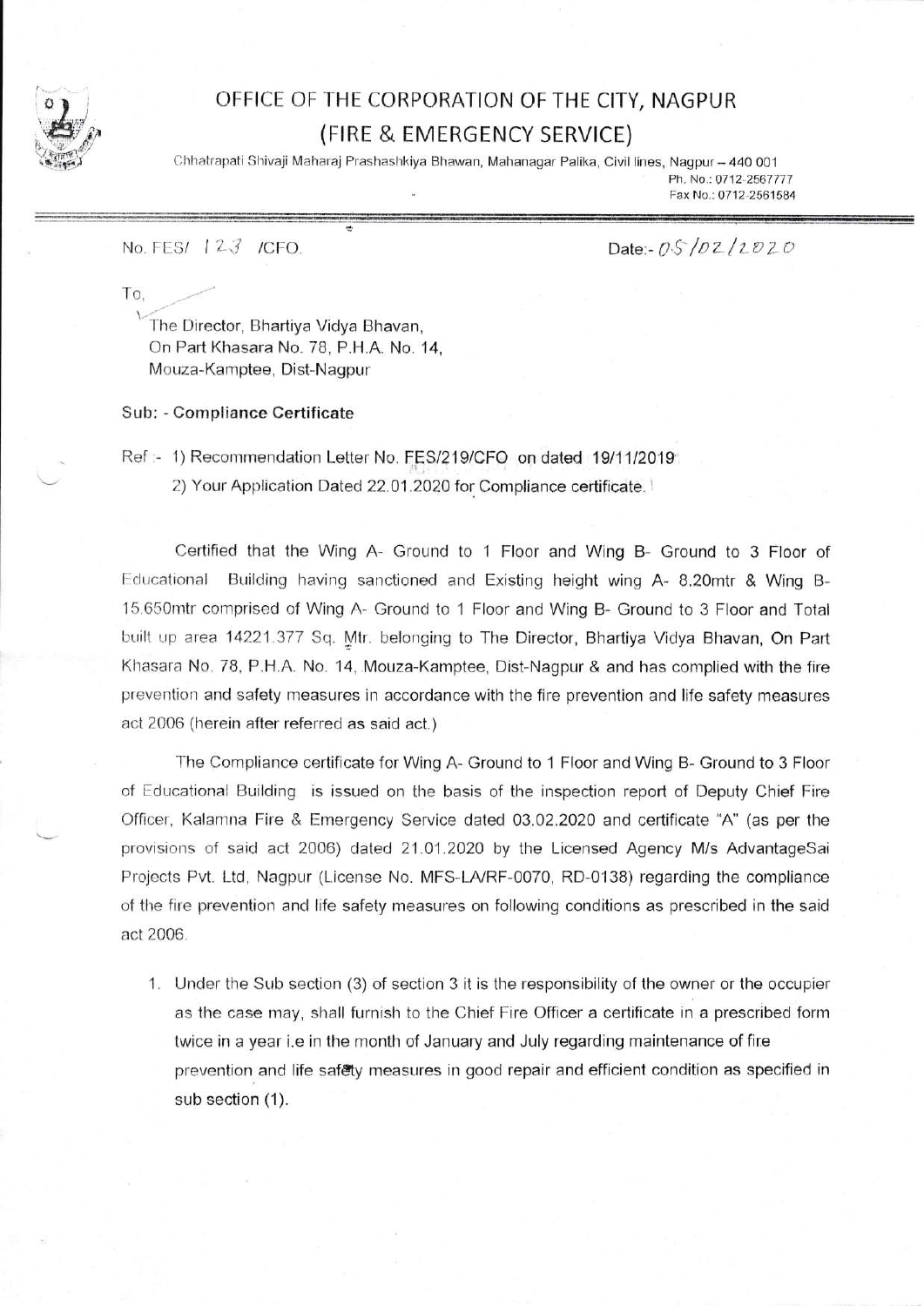# OFFICE OF THE CORPORATION OF THE CITY, NAGPUR

## (FIRE & EMERGENCY SERVICE)

Chhatrapati Shivaji Maharaj Prashashkiya Bhawan, Mahanagar Palika, Civil lines, Nagpur – 440 001

Ph. No.: 0712-2567777

Fax No.: 0712-2561584

No. FES/ 123 /CFO.

Date:- 05/02/2020

To,

The Director, Bhartiya Vidya Bhavan,
On Part Khasara No. 78, P.H.A. No. 14,
Mouza-Kamptee, Dist-Nagpur

**Sub: - Compliance Certificate**

Ref :- 1) Recommendation Letter No. FES/219/CFO on dated 19/11/2019

2) Your Application Dated 22.01.2020 for Compliance certificate.

Certified that the Wing A- Ground to 1 Floor and Wing B- Ground to 3 Floor of Educational Building having sanctioned and Existing height wing A- 8.20mtr & Wing B- 15.650mtr comprised of Wing A- Ground to 1 Floor and Wing B- Ground to 3 Floor and Total built up area 14221.377 Sq. Mtr. belonging to The Director, Bhartiya Vidya Bhavan, On Part Khasara No. 78, P.H.A. No. 14, Mouza-Kamptee, Dist-Nagpur & and has complied with the fire prevention and safety measures in accordance with the fire prevention and life safety measures act 2006 (herein after referred as said act.)

The Compliance certificate for Wing A- Ground to 1 Floor and Wing B- Ground to 3 Floor of Educational Building is issued on the basis of the inspection report of Deputy Chief Fire Officer, Kalamna Fire & Emergency Service dated 03.02.2020 and certificate "A" (as per the provisions of said act 2006) dated 21.01.2020 by the Licensed Agency M/s AdvantageSai Projects Pvt. Ltd, Nagpur (License No. MFS-LA/RF-0070, RD-0138) regarding the compliance of the fire prevention and life safety measures on following conditions as prescribed in the said act 2006.

1. Under the Sub section (3) of section 3 it is the responsibility of the owner or the occupier as the case may, shall furnish to the Chief Fire Officer a certificate in a prescribed form twice in a year i.e in the month of January and July regarding maintenance of fire prevention and life safety measures in good repair and efficient condition as specified in sub section (1).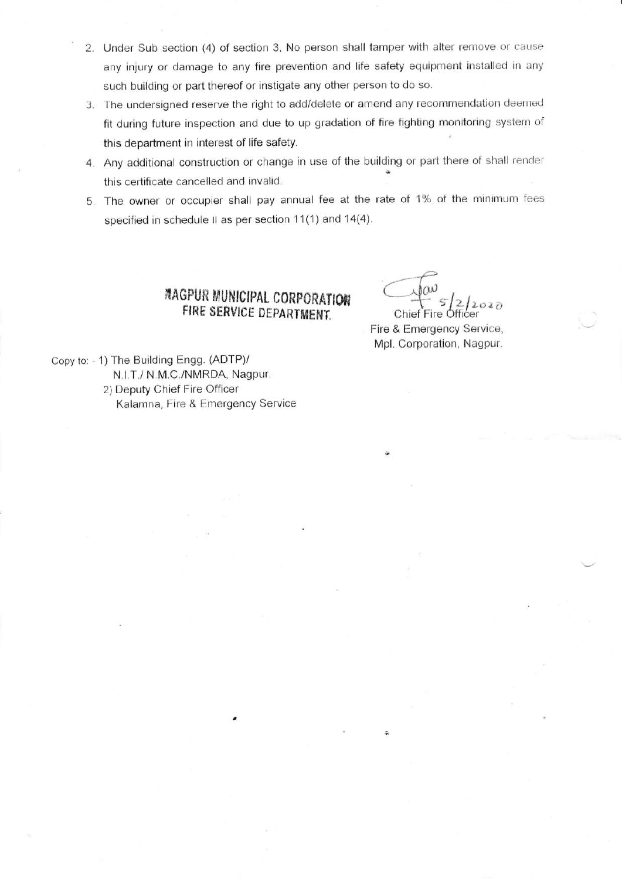2. Under Sub section (4) of section 3, No person shall tamper with alter remove or cause any injury or damage to any fire prevention and life safety equipment installed in any such building or part thereof or instigate any other person to do so.
3. The undersigned reserve the right to add/delete or amend any recommendation deemed fit during future inspection and due to up gradation of fire fighting monitoring system of this department in interest of life safety.
4. Any additional construction or change in use of the building or part there of shall render this certificate cancelled and invalid.
5. The owner or occupier shall pay annual fee at the rate of 1% of the minimum fees specified in schedule II as per section 11(1) and 14(4).

**NAGPUR MUNICIPAL CORPORATION**
**FIRE SERVICE DEPARTMENT.**

5/2/2020
Chief Fire Officer
Fire & Emergency Service,
Mpl. Corporation, Nagpur.

Copy to: - 1) The Building Engg. (ADTP)/
N.I.T./ N.M.C./NMRDA, Nagpur.
2) Deputy Chief Fire Officer
Kalamna, Fire & Emergency Service